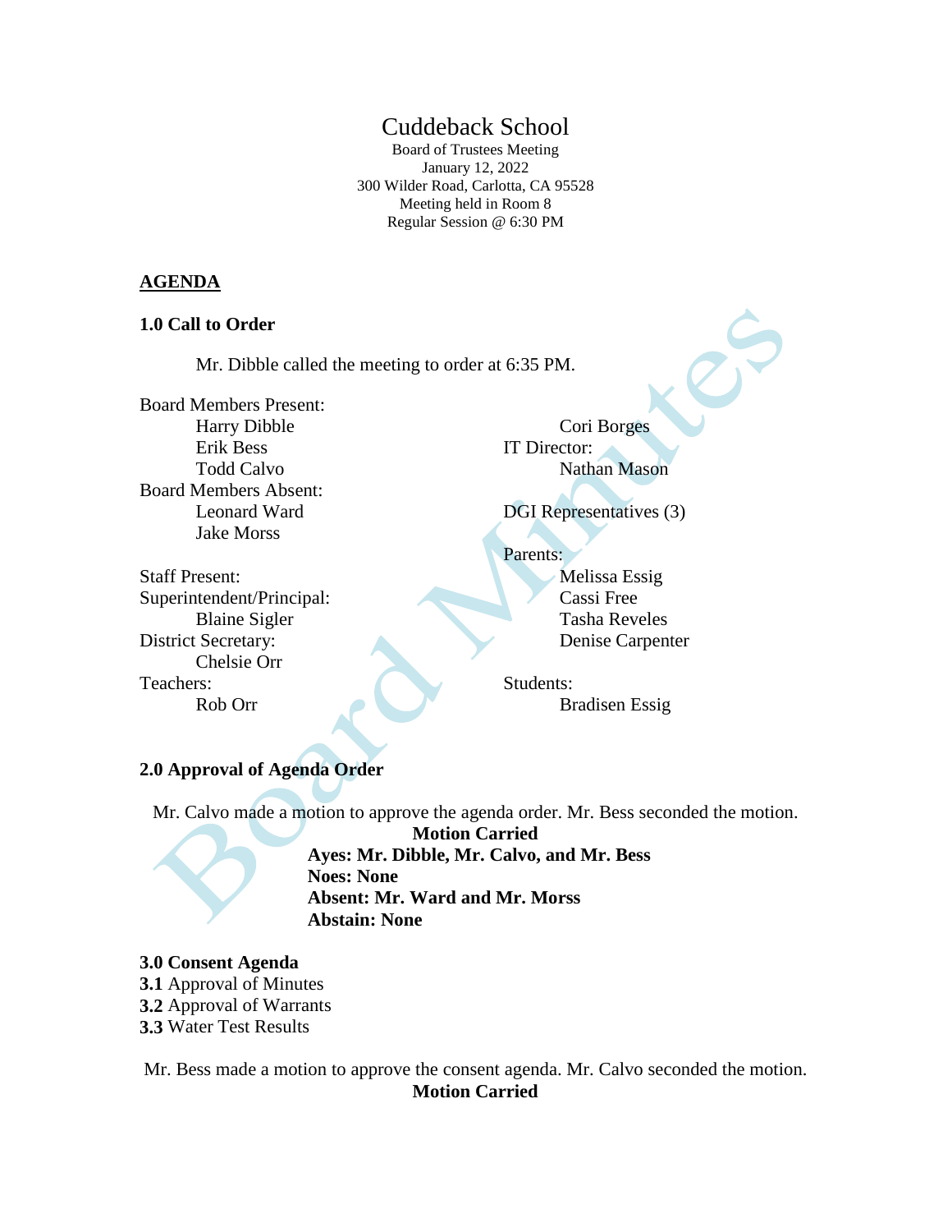# Cuddeback School

Board of Trustees Meeting
January 12, 2022
300 Wilder Road, Carlotta, CA 95528
Meeting held in Room 8
Regular Session @ 6:30 PM

## AGENDA

### 1.0 Call to Order

Mr. Dibble called the meeting to order at 6:35 PM.

Board Members Present:
- Harry Dibble
- Erik Bess
- Todd Calvo

Board Members Absent:
- Leonard Ward
- Jake Morss

Staff Present:

Superintendent/Principal:
- Blaine Sigler

District Secretary:
- Chelsie Orr

Teachers:
- Rob Orr
- Cori Borges

IT Director:
- Nathan Mason

DGI Representatives (3)

Parents:
- Melissa Essig
- Cassi Free
- Tasha Reveles
- Denise Carpenter

Students:
- Bradisen Essig

### 2.0 Approval of Agenda Order

Mr. Calvo made a motion to approve the agenda order. Mr. Bess seconded the motion.

**Motion Carried**
**Ayes: Mr. Dibble, Mr. Calvo, and Mr. Bess**
**Noes: None**
**Absent: Mr. Ward and Mr. Morss**
**Abstain: None**

### 3.0 Consent Agenda

**3.1** Approval of Minutes
**3.2** Approval of Warrants
**3.3** Water Test Results

Mr. Bess made a motion to approve the consent agenda. Mr. Calvo seconded the motion.

**Motion Carried**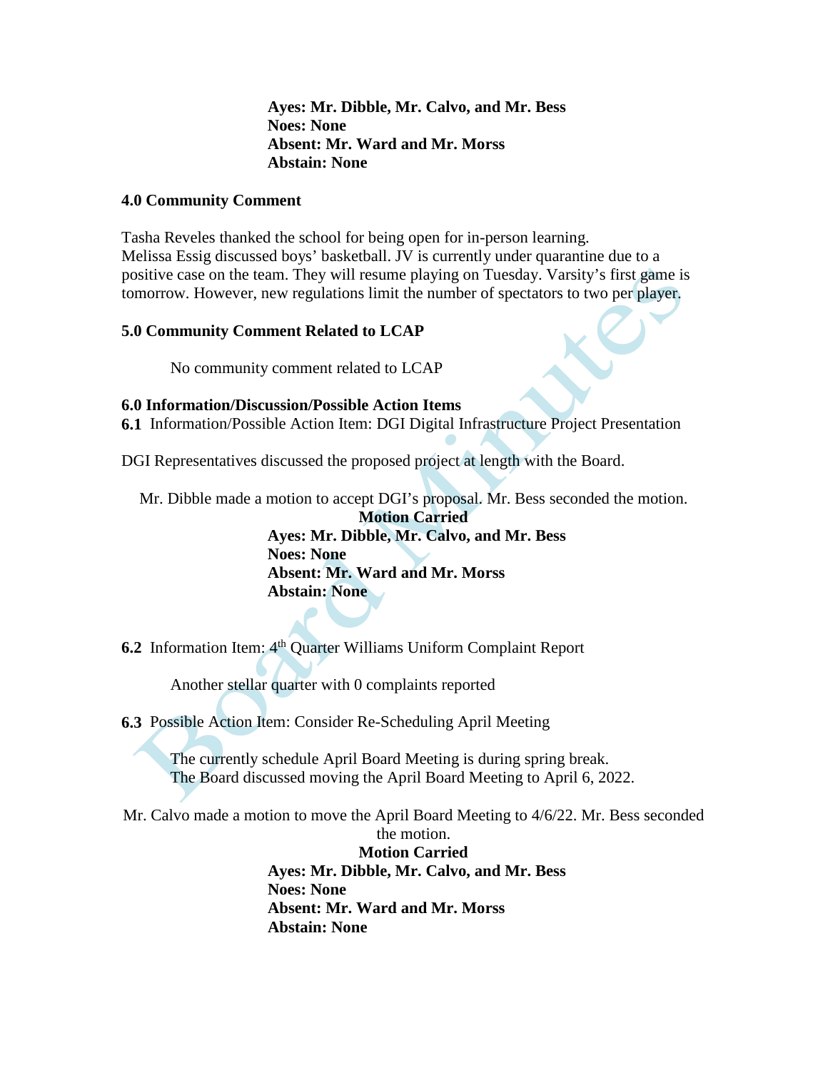**Ayes: Mr. Dibble, Mr. Calvo, and Mr. Bess**
**Noes: None**
**Absent: Mr. Ward and Mr. Morss**
**Abstain: None**

### 4.0 Community Comment

Tasha Reveles thanked the school for being open for in-person learning.
Melissa Essig discussed boys' basketball. JV is currently under quarantine due to a positive case on the team. They will resume playing on Tuesday. Varsity's first game is tomorrow. However, new regulations limit the number of spectators to two per player.

### 5.0 Community Comment Related to LCAP

No community comment related to LCAP

### 6.0 Information/Discussion/Possible Action Items

**6.1** Information/Possible Action Item: DGI Digital Infrastructure Project Presentation

DGI Representatives discussed the proposed project at length with the Board.

Mr. Dibble made a motion to accept DGI's proposal. Mr. Bess seconded the motion.

**Motion Carried**
**Ayes: Mr. Dibble, Mr. Calvo, and Mr. Bess**
**Noes: None**
**Absent: Mr. Ward and Mr. Morss**
**Abstain: None**

**6.2** Information Item: 4th Quarter Williams Uniform Complaint Report

Another stellar quarter with 0 complaints reported

**6.3** Possible Action Item: Consider Re-Scheduling April Meeting

The currently schedule April Board Meeting is during spring break.
The Board discussed moving the April Board Meeting to April 6, 2022.

Mr. Calvo made a motion to move the April Board Meeting to 4/6/22. Mr. Bess seconded the motion.

**Motion Carried**
**Ayes: Mr. Dibble, Mr. Calvo, and Mr. Bess**
**Noes: None**
**Absent: Mr. Ward and Mr. Morss**
**Abstain: None**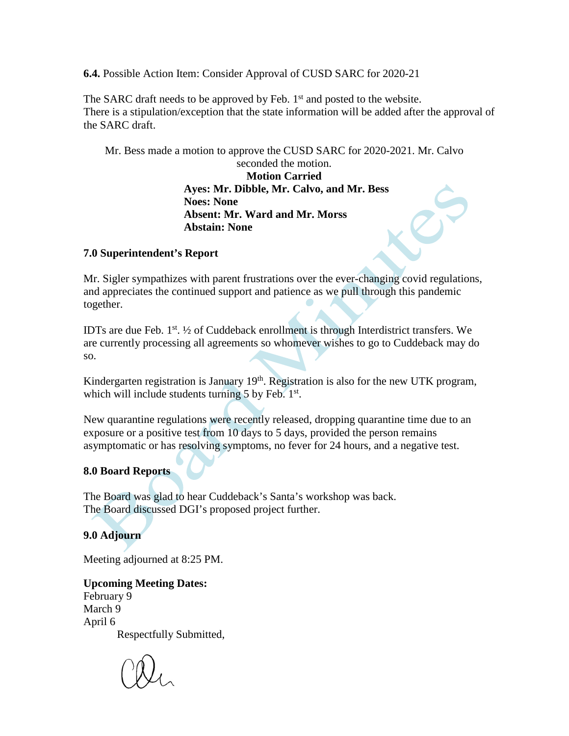**6.4.** Possible Action Item: Consider Approval of CUSD SARC for 2020-21

The SARC draft needs to be approved by Feb. 1st and posted to the website.
There is a stipulation/exception that the state information will be added after the approval of the SARC draft.

Mr. Bess made a motion to approve the CUSD SARC for 2020-2021. Mr. Calvo seconded the motion.

**Motion Carried**

**Ayes: Mr. Dibble, Mr. Calvo, and Mr. Bess**
**Noes: None**
**Absent: Mr. Ward and Mr. Morss**
**Abstain: None**

**7.0 Superintendent's Report**

Mr. Sigler sympathizes with parent frustrations over the ever-changing covid regulations, and appreciates the continued support and patience as we pull through this pandemic together.

IDTs are due Feb. 1st. ½ of Cuddeback enrollment is through Interdistrict transfers. We are currently processing all agreements so whomever wishes to go to Cuddeback may do so.

Kindergarten registration is January 19th. Registration is also for the new UTK program, which will include students turning 5 by Feb. 1st.

New quarantine regulations were recently released, dropping quarantine time due to an exposure or a positive test from 10 days to 5 days, provided the person remains asymptomatic or has resolving symptoms, no fever for 24 hours, and a negative test.

**8.0 Board Reports**

The Board was glad to hear Cuddeback's Santa's workshop was back.
The Board discussed DGI's proposed project further.

**9.0 Adjourn**

Meeting adjourned at 8:25 PM.

**Upcoming Meeting Dates:**
February 9
March 9
April 6

Respectfully Submitted,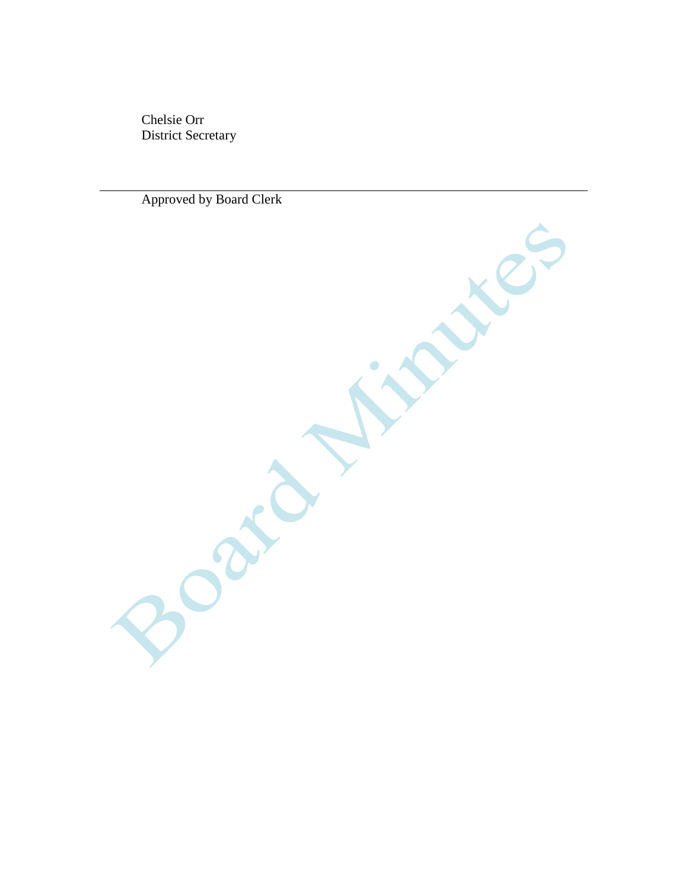Chelsie Orr
District Secretary

---

Approved by Board Clerk